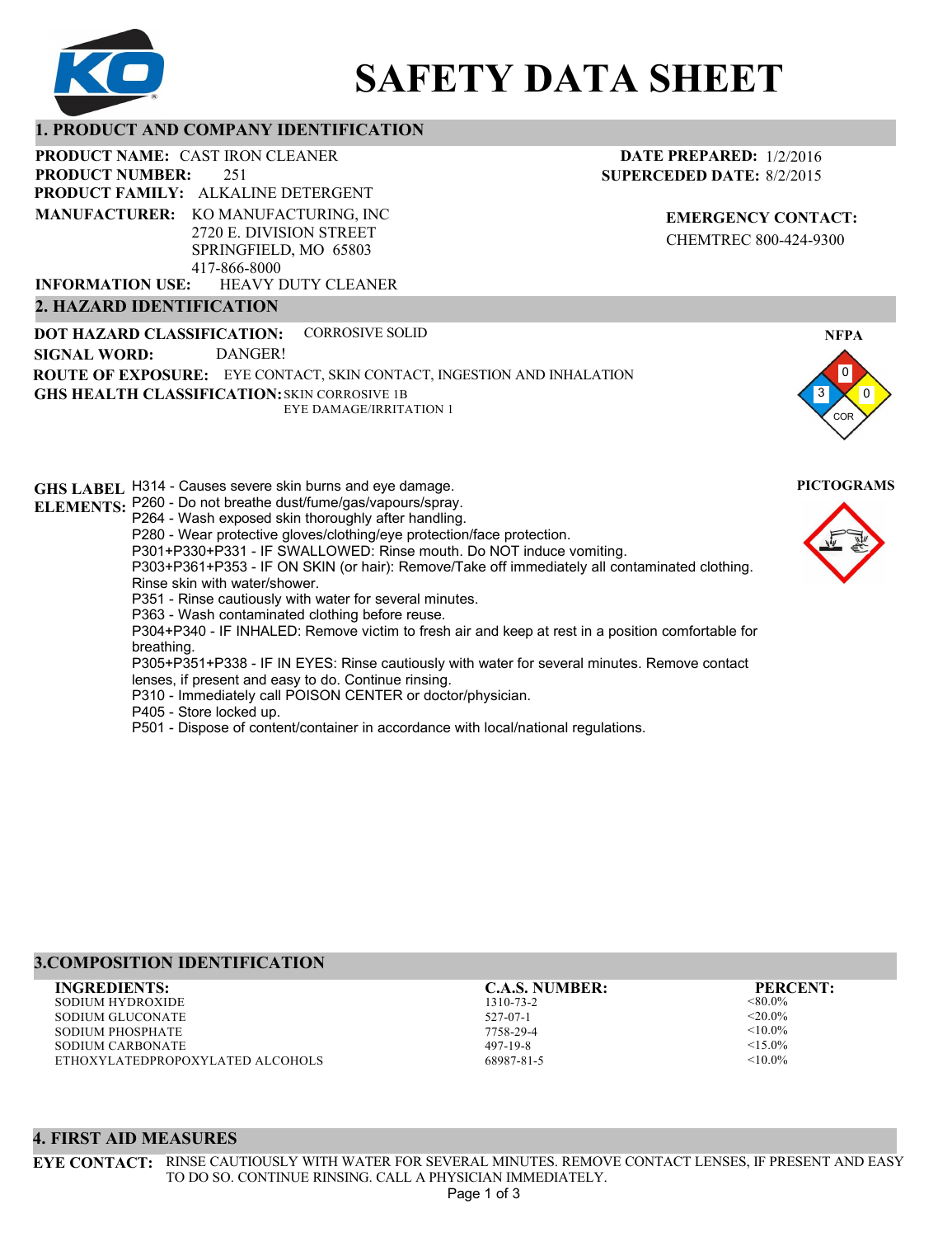# SAFETY DATA SHEET

## 1. PRODUCT AND COMPANY IDENTIFICATION

**PRODUCT NAME:** CAST IRON CLEANER
**PRODUCT NUMBER:** 251
**PRODUCT FAMILY:** ALKALINE DETERGENT
**MANUFACTURER:** KO MANUFACTURING, INC
2720 E. DIVISION STREET
SPRINGFIELD, MO 65803
417-866-8000
**INFORMATION USE:** HEAVY DUTY CLEANER

**DATE PREPARED:** 1/2/2016
**SUPERCEDED DATE:** 8/2/2015

**EMERGENCY CONTACT:**
CHEMTREC 800-424-9300

## 2. HAZARD IDENTIFICATION

**DOT HAZARD CLASSIFICATION:** CORROSIVE SOLID
**SIGNAL WORD:** DANGER!
**ROUTE OF EXPOSURE:** EYE CONTACT, SKIN CONTACT, INGESTION AND INHALATION
**GHS HEALTH CLASSIFICATION:** SKIN CORROSIVE 1B
EYE DAMAGE/IRRITATION 1

**NFPA**

Health: 3, Flammability: 0, Reactivity: 0, Special: COR

**GHS LABEL ELEMENTS:**

H314 - Causes severe skin burns and eye damage.
P260 - Do not breathe dust/fume/gas/vapours/spray.
P264 - Wash exposed skin thoroughly after handling.
P280 - Wear protective gloves/clothing/eye protection/face protection.
P301+P330+P331 - IF SWALLOWED: Rinse mouth. Do NOT induce vomiting.
P303+P361+P353 - IF ON SKIN (or hair): Remove/Take off immediately all contaminated clothing. Rinse skin with water/shower.
P351 - Rinse cautiously with water for several minutes.
P363 - Wash contaminated clothing before reuse.
P304+P340 - IF INHALED: Remove victim to fresh air and keep at rest in a position comfortable for breathing.
P305+P351+P338 - IF IN EYES: Rinse cautiously with water for several minutes. Remove contact lenses, if present and easy to do. Continue rinsing.
P310 - Immediately call POISON CENTER or doctor/physician.
P405 - Store locked up.
P501 - Dispose of content/container in accordance with local/national regulations.

**PICTOGRAMS**

## 3.COMPOSITION IDENTIFICATION

| INGREDIENTS: | C.A.S. NUMBER: | PERCENT: |
|---|---|---|
| SODIUM HYDROXIDE | 1310-73-2 | <80.0% |
| SODIUM GLUCONATE | 527-07-1 | <20.0% |
| SODIUM PHOSPHATE | 7758-29-4 | <10.0% |
| SODIUM CARBONATE | 497-19-8 | <15.0% |
| ETHOXYLATEDPROPOXYLATED ALCOHOLS | 68987-81-5 | <10.0% |

## 4. FIRST AID MEASURES

**EYE CONTACT:** RINSE CAUTIOUSLY WITH WATER FOR SEVERAL MINUTES. REMOVE CONTACT LENSES, IF PRESENT AND EASY TO DO SO. CONTINUE RINSING. CALL A PHYSICIAN IMMEDIATELY.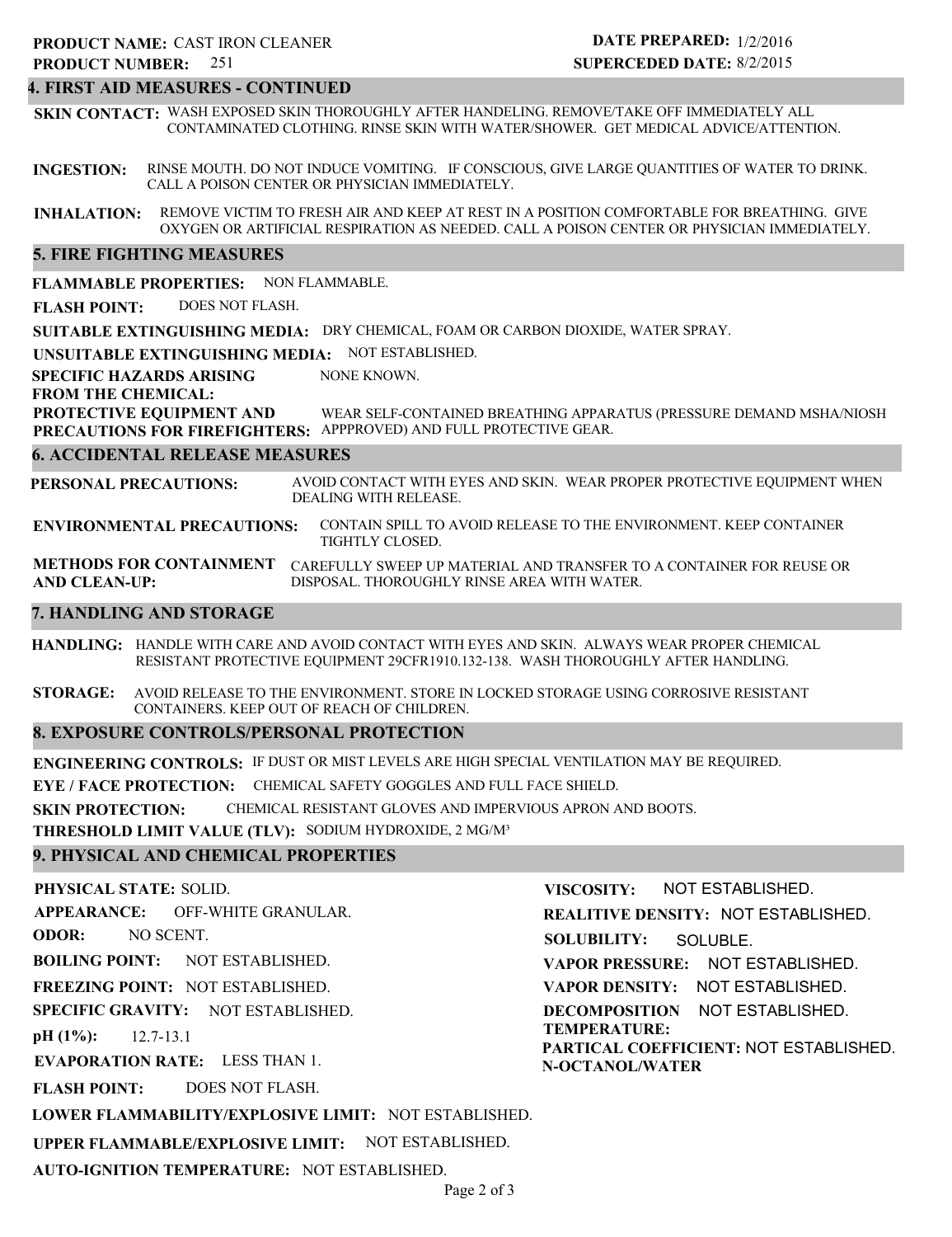**PRODUCT NAME:** CAST IRON CLEANER
**PRODUCT NUMBER:** 251

**DATE PREPARED:** 1/2/2016
**SUPERCEDED DATE:** 8/2/2015

## 4. FIRST AID MEASURES - CONTINUED

**SKIN CONTACT:** WASH EXPOSED SKIN THOROUGHLY AFTER HANDELING. REMOVE/TAKE OFF IMMEDIATELY ALL CONTAMINATED CLOTHING. RINSE SKIN WITH WATER/SHOWER. GET MEDICAL ADVICE/ATTENTION.

**INGESTION:** RINSE MOUTH. DO NOT INDUCE VOMITING. IF CONSCIOUS, GIVE LARGE QUANTITIES OF WATER TO DRINK. CALL A POISON CENTER OR PHYSICIAN IMMEDIATELY.

**INHALATION:** REMOVE VICTIM TO FRESH AIR AND KEEP AT REST IN A POSITION COMFORTABLE FOR BREATHING. GIVE OXYGEN OR ARTIFICIAL RESPIRATION AS NEEDED. CALL A POISON CENTER OR PHYSICIAN IMMEDIATELY.

## 5. FIRE FIGHTING MEASURES

**FLAMMABLE PROPERTIES:** NON FLAMMABLE.

**FLASH POINT:** DOES NOT FLASH.

**SUITABLE EXTINGUISHING MEDIA:** DRY CHEMICAL, FOAM OR CARBON DIOXIDE, WATER SPRAY.

**UNSUITABLE EXTINGUISHING MEDIA:** NOT ESTABLISHED.

**SPECIFIC HAZARDS ARISING FROM THE CHEMICAL:** NONE KNOWN.

**PROTECTIVE EQUIPMENT AND PRECAUTIONS FOR FIREFIGHTERS:** WEAR SELF-CONTAINED BREATHING APPARATUS (PRESSURE DEMAND MSHA/NIOSH APPPROVED) AND FULL PROTECTIVE GEAR.

## 6. ACCIDENTAL RELEASE MEASURES

**PERSONAL PRECAUTIONS:** AVOID CONTACT WITH EYES AND SKIN. WEAR PROPER PROTECTIVE EQUIPMENT WHEN DEALING WITH RELEASE.

**ENVIRONMENTAL PRECAUTIONS:** CONTAIN SPILL TO AVOID RELEASE TO THE ENVIRONMENT. KEEP CONTAINER TIGHTLY CLOSED.

**METHODS FOR CONTAINMENT AND CLEAN-UP:** CAREFULLY SWEEP UP MATERIAL AND TRANSFER TO A CONTAINER FOR REUSE OR DISPOSAL. THOROUGHLY RINSE AREA WITH WATER.

## 7. HANDLING AND STORAGE

**HANDLING:** HANDLE WITH CARE AND AVOID CONTACT WITH EYES AND SKIN. ALWAYS WEAR PROPER CHEMICAL RESISTANT PROTECTIVE EQUIPMENT 29CFR1910.132-138. WASH THOROUGHLY AFTER HANDLING.

**STORAGE:** AVOID RELEASE TO THE ENVIRONMENT. STORE IN LOCKED STORAGE USING CORROSIVE RESISTANT CONTAINERS. KEEP OUT OF REACH OF CHILDREN.

## 8. EXPOSURE CONTROLS/PERSONAL PROTECTION

**ENGINEERING CONTROLS:** IF DUST OR MIST LEVELS ARE HIGH SPECIAL VENTILATION MAY BE REQUIRED.

**EYE / FACE PROTECTION:** CHEMICAL SAFETY GOGGLES AND FULL FACE SHIELD.

**SKIN PROTECTION:** CHEMICAL RESISTANT GLOVES AND IMPERVIOUS APRON AND BOOTS.

**THRESHOLD LIMIT VALUE (TLV):** SODIUM HYDROXIDE, 2 MG/M$^3$

## 9. PHYSICAL AND CHEMICAL PROPERTIES

**PHYSICAL STATE:** SOLID.

**APPEARANCE:** OFF-WHITE GRANULAR.

**ODOR:** NO SCENT.

**BOILING POINT:** NOT ESTABLISHED.

**FREEZING POINT:** NOT ESTABLISHED.

**SPECIFIC GRAVITY:** NOT ESTABLISHED.

**pH (1%):** 12.7-13.1

**EVAPORATION RATE:** LESS THAN 1.

**FLASH POINT:** DOES NOT FLASH.

**LOWER FLAMMABILITY/EXPLOSIVE LIMIT:** NOT ESTABLISHED.

**UPPER FLAMMABLE/EXPLOSIVE LIMIT:** NOT ESTABLISHED.

**AUTO-IGNITION TEMPERATURE:** NOT ESTABLISHED.

**VISCOSITY:** NOT ESTABLISHED.

**REALITIVE DENSITY:** NOT ESTABLISHED.

**SOLUBILITY:** SOLUBLE.

**VAPOR PRESSURE:** NOT ESTABLISHED.

**VAPOR DENSITY:** NOT ESTABLISHED.

**DECOMPOSITION TEMPERATURE:** NOT ESTABLISHED.

**PARTICAL COEFFICIENT: N-OCTANOL/WATER** NOT ESTABLISHED.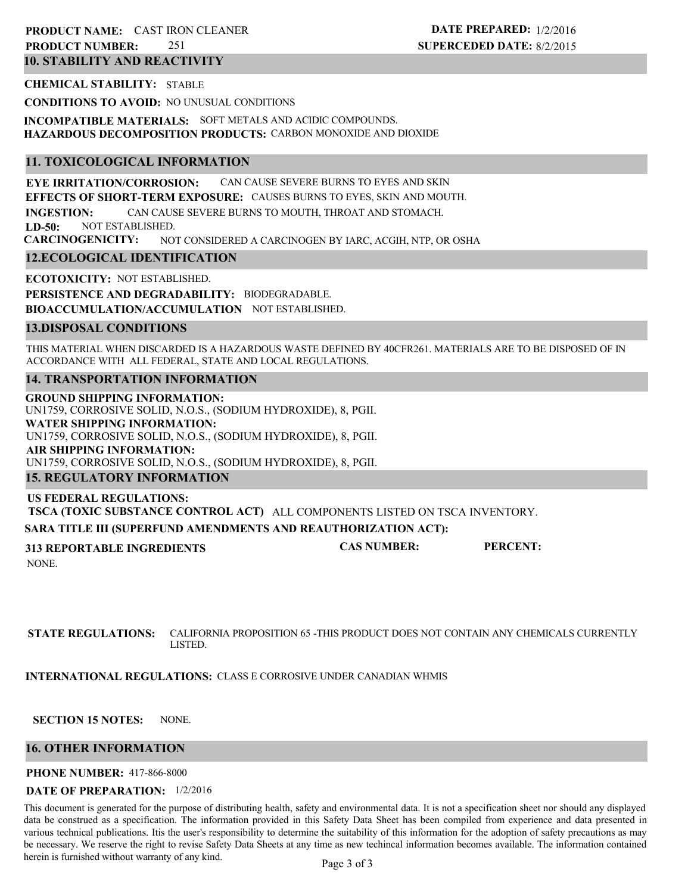**PRODUCT NAME:** CAST IRON CLEANER
**PRODUCT NUMBER:** 251

**DATE PREPARED:** 1/2/2016
**SUPERCEDED DATE:** 8/2/2015

## 10. STABILITY AND REACTIVITY

**CHEMICAL STABILITY:** STABLE

**CONDITIONS TO AVOID:** NO UNUSUAL CONDITIONS

**INCOMPATIBLE MATERIALS:** SOFT METALS AND ACIDIC COMPOUNDS.

**HAZARDOUS DECOMPOSITION PRODUCTS:** CARBON MONOXIDE AND DIOXIDE

## 11. TOXICOLOGICAL INFORMATION

**EYE IRRITATION/CORROSION:** CAN CAUSE SEVERE BURNS TO EYES AND SKIN

**EFFECTS OF SHORT-TERM EXPOSURE:** CAUSES BURNS TO EYES, SKIN AND MOUTH.

**INGESTION:** CAN CAUSE SEVERE BURNS TO MOUTH, THROAT AND STOMACH.

**LD-50:** NOT ESTABLISHED.

**CARCINOGENICITY:** NOT CONSIDERED A CARCINOGEN BY IARC, ACGIH, NTP, OR OSHA

## 12.ECOLOGICAL IDENTIFICATION

**ECOTOXICITY:** NOT ESTABLISHED.

**PERSISTENCE AND DEGRADABILITY:** BIODEGRADABLE.

**BIOACCUMULATION/ACCUMULATION** NOT ESTABLISHED.

## 13.DISPOSAL CONDITIONS

THIS MATERIAL WHEN DISCARDED IS A HAZARDOUS WASTE DEFINED BY 40CFR261. MATERIALS ARE TO BE DISPOSED OF IN ACCORDANCE WITH ALL FEDERAL, STATE AND LOCAL REGULATIONS.

## 14. TRANSPORTATION INFORMATION

**GROUND SHIPPING INFORMATION:**
UN1759, CORROSIVE SOLID, N.O.S., (SODIUM HYDROXIDE), 8, PGII.

**WATER SHIPPING INFORMATION:**
UN1759, CORROSIVE SOLID, N.O.S., (SODIUM HYDROXIDE), 8, PGII.

**AIR SHIPPING INFORMATION:**
UN1759, CORROSIVE SOLID, N.O.S., (SODIUM HYDROXIDE), 8, PGII.

## 15. REGULATORY INFORMATION

**US FEDERAL REGULATIONS:**

**TSCA (TOXIC SUBSTANCE CONTROL ACT)** ALL COMPONENTS LISTED ON TSCA INVENTORY.

**SARA TITLE III (SUPERFUND AMENDMENTS AND REAUTHORIZATION ACT):**

| 313 REPORTABLE INGREDIENTS | CAS NUMBER: | PERCENT: |
|---|---|---|
| NONE. | | |

**STATE REGULATIONS:** CALIFORNIA PROPOSITION 65 -THIS PRODUCT DOES NOT CONTAIN ANY CHEMICALS CURRENTLY LISTED.

**INTERNATIONAL REGULATIONS:** CLASS E CORROSIVE UNDER CANADIAN WHMIS

**SECTION 15 NOTES:** NONE.

## 16. OTHER INFORMATION

**PHONE NUMBER:** 417-866-8000

**DATE OF PREPARATION:** 1/2/2016

This document is generated for the purpose of distributing health, safety and environmental data. It is not a specification sheet nor should any displayed data be construed as a specification. The information provided in this Safety Data Sheet has been compiled from experience and data presented in various technical publications. Itis the user's responsibility to determine the suitability of this information for the adoption of safety precautions as may be necessary. We reserve the right to revise Safety Data Sheets at any time as new techincal information becomes available. The information contained herein is furnished without warranty of any kind.